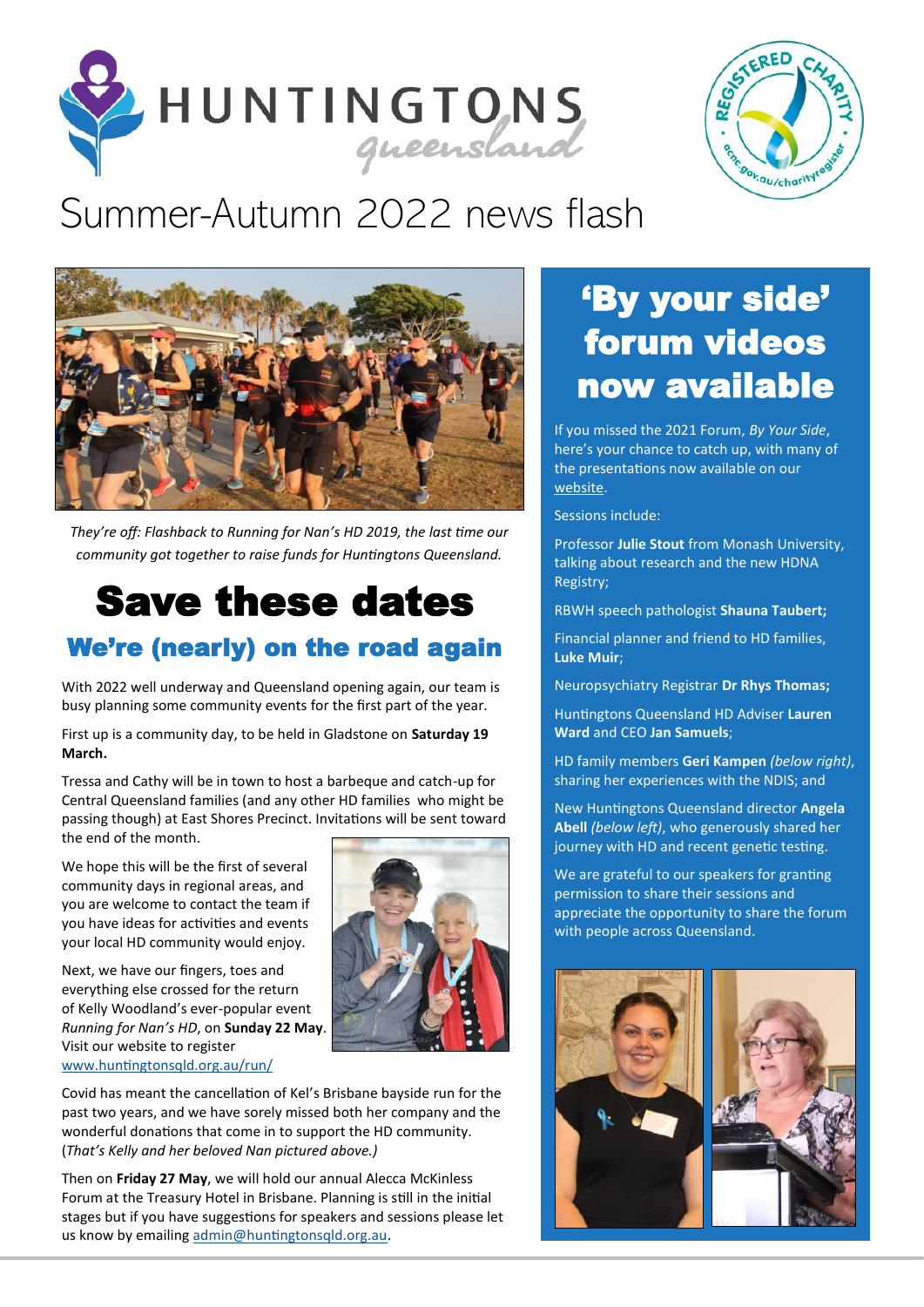# Summer-Autumn 2022 news flash

*They're off: Flashback to Running for Nan's HD 2019, the last time our community got together to raise funds for Huntingtons Queensland.*

## Save these dates

### We're (nearly) on the road again

With 2022 well underway and Queensland opening again, our team is busy planning some community events for the first part of the year.

First up is a community day, to be held in Gladstone on **Saturday 19 March.**

Tressa and Cathy will be in town to host a barbeque and catch-up for Central Queensland families (and any other HD families who might be passing though) at East Shores Precinct. Invitations will be sent toward the end of the month.

We hope this will be the first of several community days in regional areas, and you are welcome to contact the team if you have ideas for activities and events your local HD community would enjoy.

Next, we have our fingers, toes and everything else crossed for the return of Kelly Woodland's ever-popular event *Running for Nan's HD*, on **Sunday 22 May**. Visit our website to register www.huntingtonsqld.org.au/run/

Covid has meant the cancellation of Kel's Brisbane bayside run for the past two years, and we have sorely missed both her company and the wonderful donations that come in to support the HD community. (*That's Kelly and her beloved Nan pictured above.)*

Then on **Friday 27 May**, we will hold our annual Alecca McKinless Forum at the Treasury Hotel in Brisbane. Planning is still in the initial stages but if you have suggestions for speakers and sessions please let us know by emailing admin@huntingtonsqld.org.au.

## 'By your side' forum videos now available

If you missed the 2021 Forum, *By Your Side*, here's your chance to catch up, with many of the presentations now available on our website.

Sessions include:

Professor **Julie Stout** from Monash University, talking about research and the new HDNA Registry;

RBWH speech pathologist **Shauna Taubert;**

Financial planner and friend to HD families, **Luke Muir**;

Neuropsychiatry Registrar **Dr Rhys Thomas;**

Huntingtons Queensland HD Adviser **Lauren Ward** and CEO **Jan Samuels**;

HD family members **Geri Kampen** *(below right)*, sharing her experiences with the NDIS; and

New Huntingtons Queensland director **Angela Abell** *(below left)*, who generously shared her journey with HD and recent genetic testing.

We are grateful to our speakers for granting permission to share their sessions and appreciate the opportunity to share the forum with people across Queensland.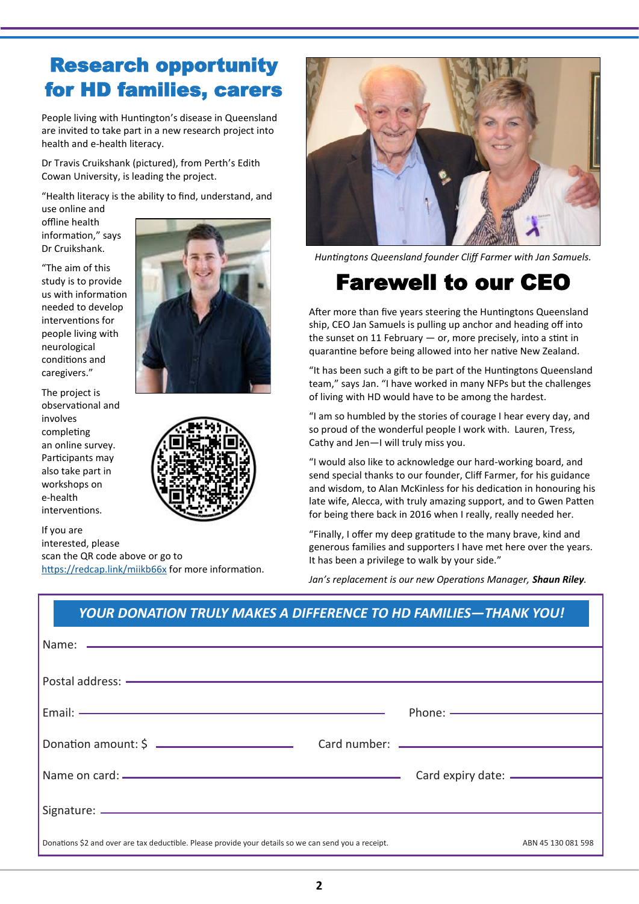# Research opportunity for HD families, carers

People living with Huntington's disease in Queensland are invited to take part in a new research project into health and e-health literacy.

Dr Travis Cruikshank (pictured), from Perth's Edith Cowan University, is leading the project.

"Health literacy is the ability to find, understand, and use online and offline health information," says Dr Cruikshank.

"The aim of this study is to provide us with information needed to develop interventions for people living with neurological conditions and caregivers."

The project is observational and involves completing an online survey. Participants may also take part in workshops on e-health interventions.

If you are interested, please scan the QR code above or go to https://redcap.link/miikb66x for more information.

*Huntingtons Queensland founder Cliff Farmer with Jan Samuels.*

# Farewell to our CEO

After more than five years steering the Huntingtons Queensland ship, CEO Jan Samuels is pulling up anchor and heading off into the sunset on 11 February — or, more precisely, into a stint in quarantine before being allowed into her native New Zealand.

"It has been such a gift to be part of the Huntingtons Queensland team," says Jan. "I have worked in many NFPs but the challenges of living with HD would have to be among the hardest.

"I am so humbled by the stories of courage I hear every day, and so proud of the wonderful people I work with. Lauren, Tress, Cathy and Jen—I will truly miss you.

"I would also like to acknowledge our hard-working board, and send special thanks to our founder, Cliff Farmer, for his guidance and wisdom, to Alan McKinless for his dedication in honouring his late wife, Alecca, with truly amazing support, and to Gwen Patten for being there back in 2016 when I really, really needed her.

"Finally, I offer my deep gratitude to the many brave, kind and generous families and supporters I have met here over the years. It has been a privilege to walk by your side."

*Jan's replacement is our new Operations Manager,* ***Shaun Riley****.*

## *YOUR DONATION TRULY MAKES A DIFFERENCE TO HD FAMILIES—THANK YOU!*

Name: ______________________________

Postal address: ______________________________

Email: ______________________________ Phone: ______________________________

Donation amount: $ ______________________________ Card number: ______________________________

Name on card: ______________________________ Card expiry date: ______________________________

Signature: ______________________________

Donations $2 and over are tax deductible. Please provide your details so we can send you a receipt. ABN 45 130 081 598